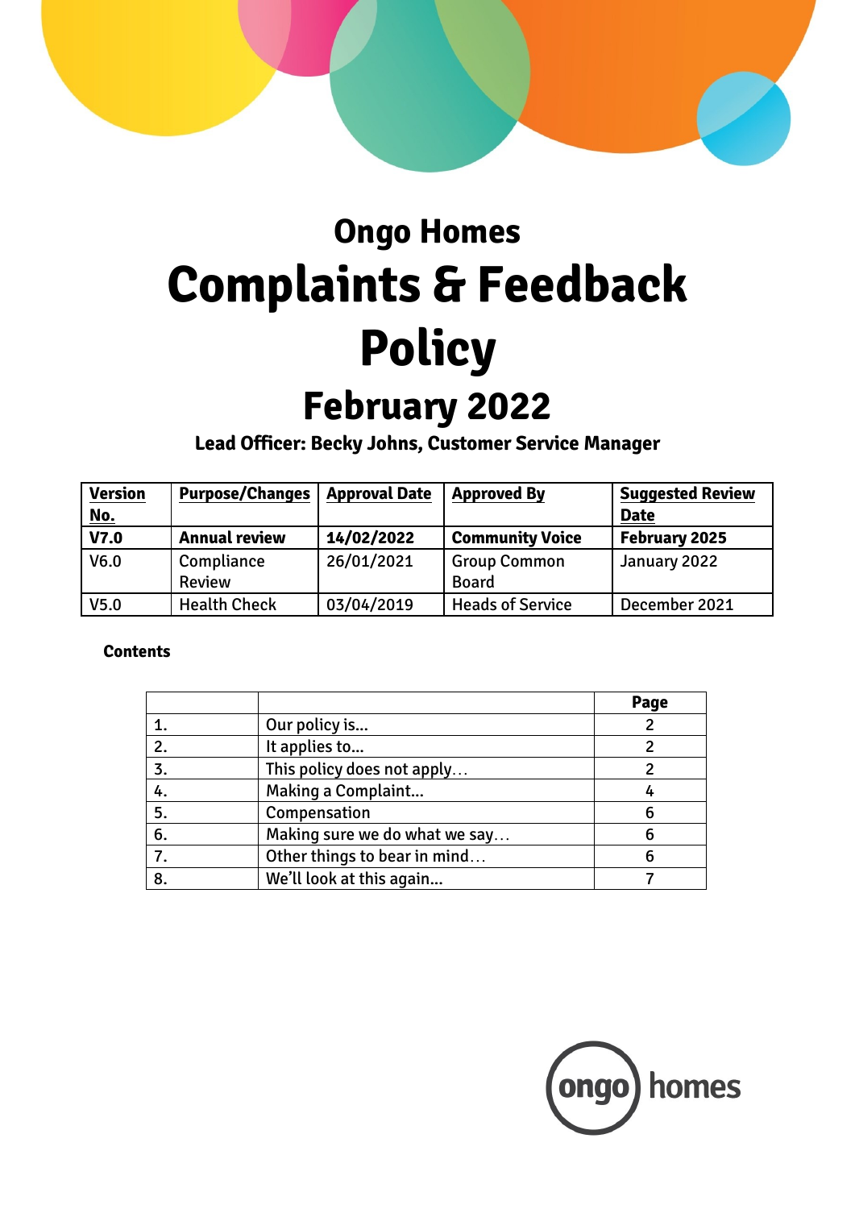# Ongo Homes

# Complaints & Feedback Policy

## February 2022

**Lead Officer: Becky Johns, Customer Service Manager**

| Version No. | Purpose/Changes | Approval Date | Approved By | Suggested Review Date |
|---|---|---|---|---|
| **V7.0** | **Annual review** | **14/02/2022** | **Community Voice** | **February 2025** |
| V6.0 | Compliance Review | 26/01/2021 | Group Common Board | January 2022 |
| V5.0 | Health Check | 03/04/2019 | Heads of Service | December 2021 |

**Contents**

| | | Page |
|---|---|---|
| 1. | Our policy is... | 2 |
| 2. | It applies to... | 2 |
| 3. | This policy does not apply… | 2 |
| 4. | Making a Complaint... | 4 |
| 5. | Compensation | 6 |
| 6. | Making sure we do what we say… | 6 |
| 7. | Other things to bear in mind… | 6 |
| 8. | We'll look at this again... | 7 |

ongo homes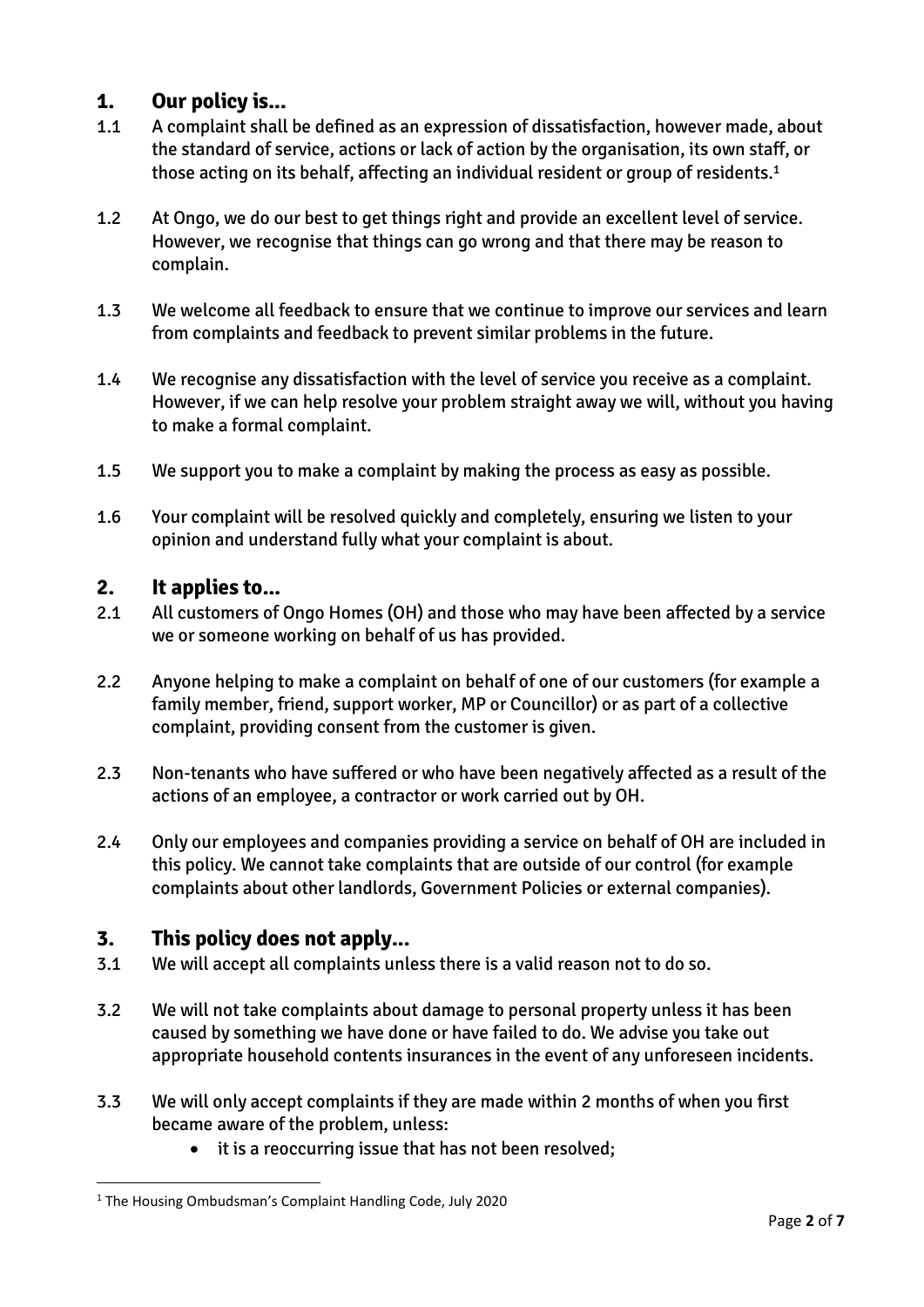## 1. Our policy is…

1.1 A complaint shall be defined as an expression of dissatisfaction, however made, about the standard of service, actions or lack of action by the organisation, its own staff, or those acting on its behalf, affecting an individual resident or group of residents.[1]

1.2 At Ongo, we do our best to get things right and provide an excellent level of service. However, we recognise that things can go wrong and that there may be reason to complain.

1.3 We welcome all feedback to ensure that we continue to improve our services and learn from complaints and feedback to prevent similar problems in the future.

1.4 We recognise any dissatisfaction with the level of service you receive as a complaint. However, if we can help resolve your problem straight away we will, without you having to make a formal complaint.

1.5 We support you to make a complaint by making the process as easy as possible.

1.6 Your complaint will be resolved quickly and completely, ensuring we listen to your opinion and understand fully what your complaint is about.

## 2. It applies to…

2.1 All customers of Ongo Homes (OH) and those who may have been affected by a service we or someone working on behalf of us has provided.

2.2 Anyone helping to make a complaint on behalf of one of our customers (for example a family member, friend, support worker, MP or Councillor) or as part of a collective complaint, providing consent from the customer is given.

2.3 Non-tenants who have suffered or who have been negatively affected as a result of the actions of an employee, a contractor or work carried out by OH.

2.4 Only our employees and companies providing a service on behalf of OH are included in this policy. We cannot take complaints that are outside of our control (for example complaints about other landlords, Government Policies or external companies).

## 3. This policy does not apply…

3.1 We will accept all complaints unless there is a valid reason not to do so.

3.2 We will not take complaints about damage to personal property unless it has been caused by something we have done or have failed to do. We advise you take out appropriate household contents insurances in the event of any unforeseen incidents.

3.3 We will only accept complaints if they are made within 2 months of when you first became aware of the problem, unless:

- it is a reoccurring issue that has not been resolved;

---

[1] The Housing Ombudsman's Complaint Handling Code, July 2020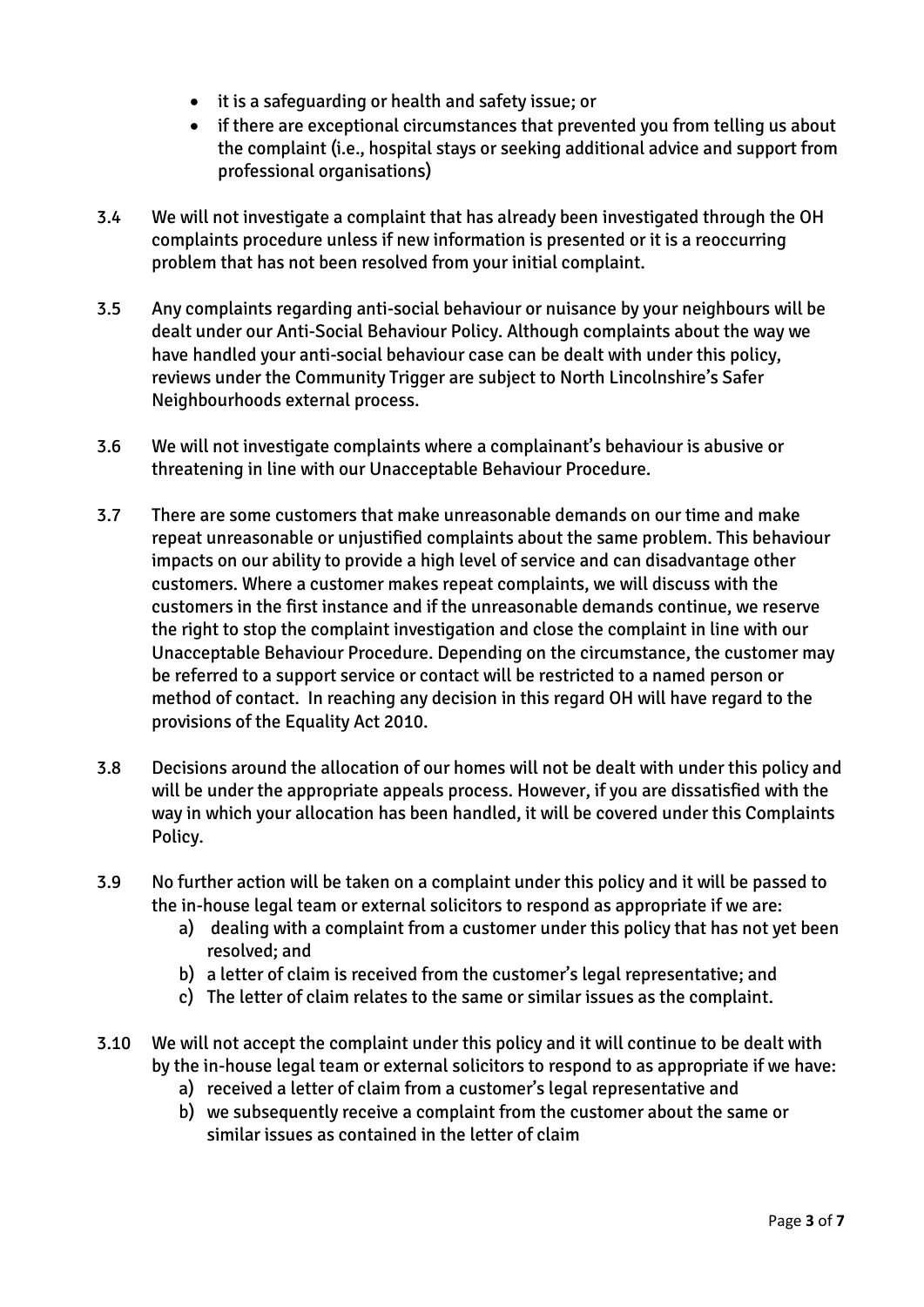- it is a safeguarding or health and safety issue; or
- if there are exceptional circumstances that prevented you from telling us about the complaint (i.e., hospital stays or seeking additional advice and support from professional organisations)

3.4 We will not investigate a complaint that has already been investigated through the OH complaints procedure unless if new information is presented or it is a reoccurring problem that has not been resolved from your initial complaint.

3.5 Any complaints regarding anti-social behaviour or nuisance by your neighbours will be dealt under our Anti-Social Behaviour Policy. Although complaints about the way we have handled your anti-social behaviour case can be dealt with under this policy, reviews under the Community Trigger are subject to North Lincolnshire's Safer Neighbourhoods external process.

3.6 We will not investigate complaints where a complainant's behaviour is abusive or threatening in line with our Unacceptable Behaviour Procedure.

3.7 There are some customers that make unreasonable demands on our time and make repeat unreasonable or unjustified complaints about the same problem. This behaviour impacts on our ability to provide a high level of service and can disadvantage other customers. Where a customer makes repeat complaints, we will discuss with the customers in the first instance and if the unreasonable demands continue, we reserve the right to stop the complaint investigation and close the complaint in line with our Unacceptable Behaviour Procedure. Depending on the circumstance, the customer may be referred to a support service or contact will be restricted to a named person or method of contact. In reaching any decision in this regard OH will have regard to the provisions of the Equality Act 2010.

3.8 Decisions around the allocation of our homes will not be dealt with under this policy and will be under the appropriate appeals process. However, if you are dissatisfied with the way in which your allocation has been handled, it will be covered under this Complaints Policy.

3.9 No further action will be taken on a complaint under this policy and it will be passed to the in-house legal team or external solicitors to respond as appropriate if we are:

a) dealing with a complaint from a customer under this policy that has not yet been resolved; and
b) a letter of claim is received from the customer's legal representative; and
c) The letter of claim relates to the same or similar issues as the complaint.

3.10 We will not accept the complaint under this policy and it will continue to be dealt with by the in-house legal team or external solicitors to respond to as appropriate if we have:

a) received a letter of claim from a customer's legal representative and
b) we subsequently receive a complaint from the customer about the same or similar issues as contained in the letter of claim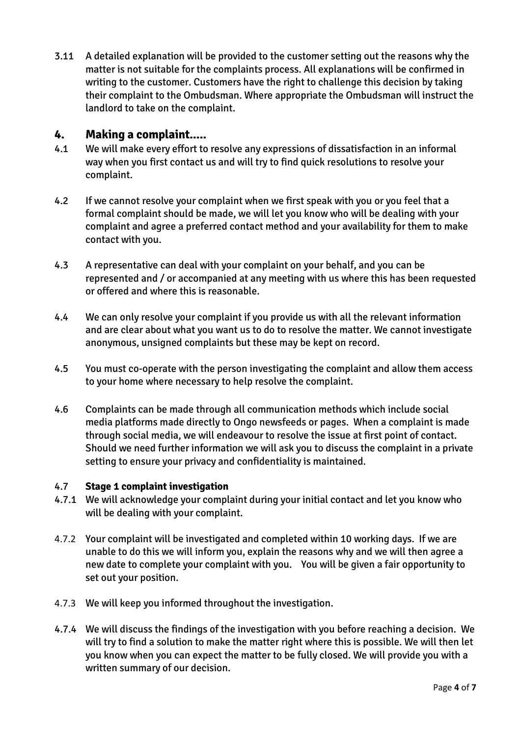3.11 A detailed explanation will be provided to the customer setting out the reasons why the matter is not suitable for the complaints process. All explanations will be confirmed in writing to the customer. Customers have the right to challenge this decision by taking their complaint to the Ombudsman. Where appropriate the Ombudsman will instruct the landlord to take on the complaint.

## 4. Making a complaint.....

4.1 We will make every effort to resolve any expressions of dissatisfaction in an informal way when you first contact us and will try to find quick resolutions to resolve your complaint.

4.2 If we cannot resolve your complaint when we first speak with you or you feel that a formal complaint should be made, we will let you know who will be dealing with your complaint and agree a preferred contact method and your availability for them to make contact with you.

4.3 A representative can deal with your complaint on your behalf, and you can be represented and / or accompanied at any meeting with us where this has been requested or offered and where this is reasonable.

4.4 We can only resolve your complaint if you provide us with all the relevant information and are clear about what you want us to do to resolve the matter. We cannot investigate anonymous, unsigned complaints but these may be kept on record.

4.5 You must co-operate with the person investigating the complaint and allow them access to your home where necessary to help resolve the complaint.

4.6 Complaints can be made through all communication methods which include social media platforms made directly to Ongo newsfeeds or pages. When a complaint is made through social media, we will endeavour to resolve the issue at first point of contact. Should we need further information we will ask you to discuss the complaint in a private setting to ensure your privacy and confidentiality is maintained.

### 4.7 Stage 1 complaint investigation

4.7.1 We will acknowledge your complaint during your initial contact and let you know who will be dealing with your complaint.

4.7.2 Your complaint will be investigated and completed within 10 working days. If we are unable to do this we will inform you, explain the reasons why and we will then agree a new date to complete your complaint with you. You will be given a fair opportunity to set out your position.

4.7.3 We will keep you informed throughout the investigation.

4.7.4 We will discuss the findings of the investigation with you before reaching a decision. We will try to find a solution to make the matter right where this is possible. We will then let you know when you can expect the matter to be fully closed. We will provide you with a written summary of our decision.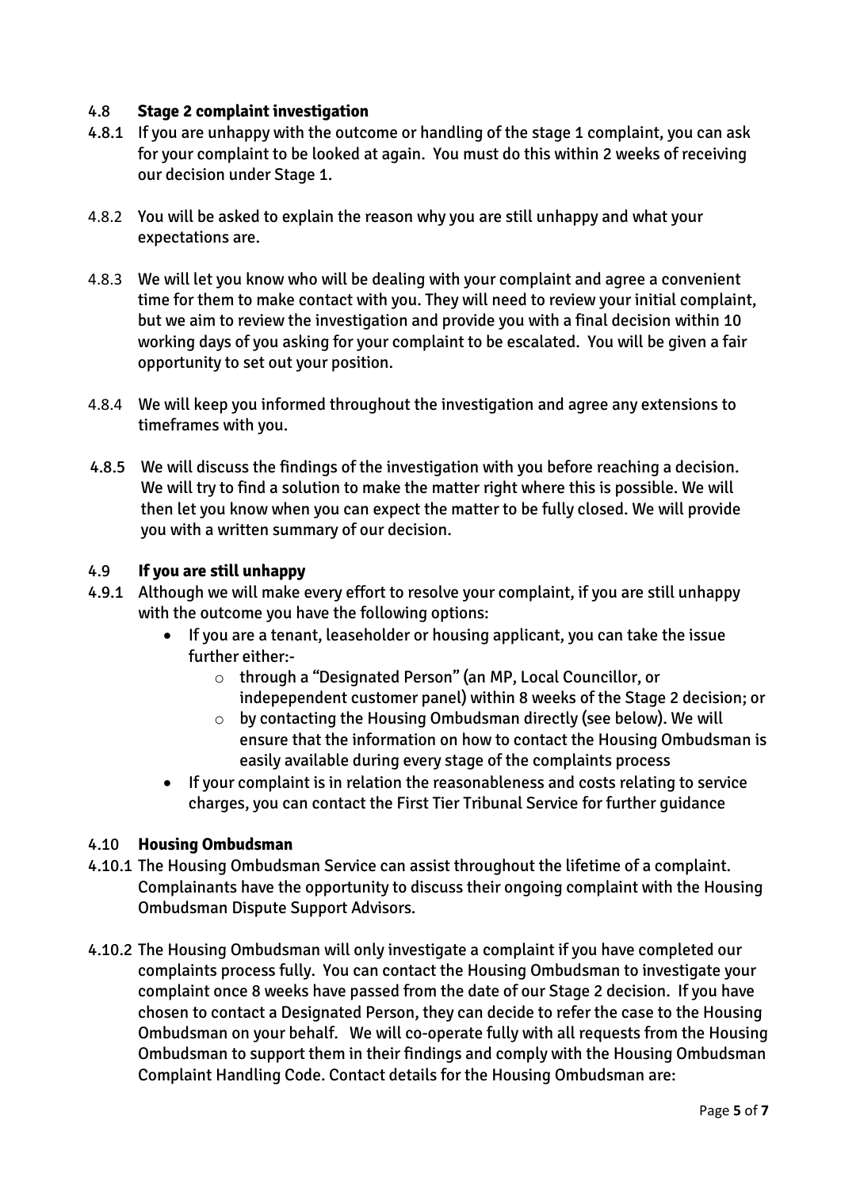### 4.8 **Stage 2 complaint investigation**

4.8.1 If you are unhappy with the outcome or handling of the stage 1 complaint, you can ask for your complaint to be looked at again. You must do this within 2 weeks of receiving our decision under Stage 1.

4.8.2 You will be asked to explain the reason why you are still unhappy and what your expectations are.

4.8.3 We will let you know who will be dealing with your complaint and agree a convenient time for them to make contact with you. They will need to review your initial complaint, but we aim to review the investigation and provide you with a final decision within 10 working days of you asking for your complaint to be escalated. You will be given a fair opportunity to set out your position.

4.8.4 We will keep you informed throughout the investigation and agree any extensions to timeframes with you.

4.8.5 We will discuss the findings of the investigation with you before reaching a decision. We will try to find a solution to make the matter right where this is possible. We will then let you know when you can expect the matter to be fully closed. We will provide you with a written summary of our decision.

### 4.9 **If you are still unhappy**

4.9.1 Although we will make every effort to resolve your complaint, if you are still unhappy with the outcome you have the following options:

- If you are a tenant, leaseholder or housing applicant, you can take the issue further either:-
  - through a "Designated Person" (an MP, Local Councillor, or indepependent customer panel) within 8 weeks of the Stage 2 decision; or
  - by contacting the Housing Ombudsman directly (see below). We will ensure that the information on how to contact the Housing Ombudsman is easily available during every stage of the complaints process
- If your complaint is in relation the reasonableness and costs relating to service charges, you can contact the First Tier Tribunal Service for further guidance

### 4.10 **Housing Ombudsman**

4.10.1 The Housing Ombudsman Service can assist throughout the lifetime of a complaint. Complainants have the opportunity to discuss their ongoing complaint with the Housing Ombudsman Dispute Support Advisors.

4.10.2 The Housing Ombudsman will only investigate a complaint if you have completed our complaints process fully. You can contact the Housing Ombudsman to investigate your complaint once 8 weeks have passed from the date of our Stage 2 decision. If you have chosen to contact a Designated Person, they can decide to refer the case to the Housing Ombudsman on your behalf. We will co-operate fully with all requests from the Housing Ombudsman to support them in their findings and comply with the Housing Ombudsman Complaint Handling Code. Contact details for the Housing Ombudsman are: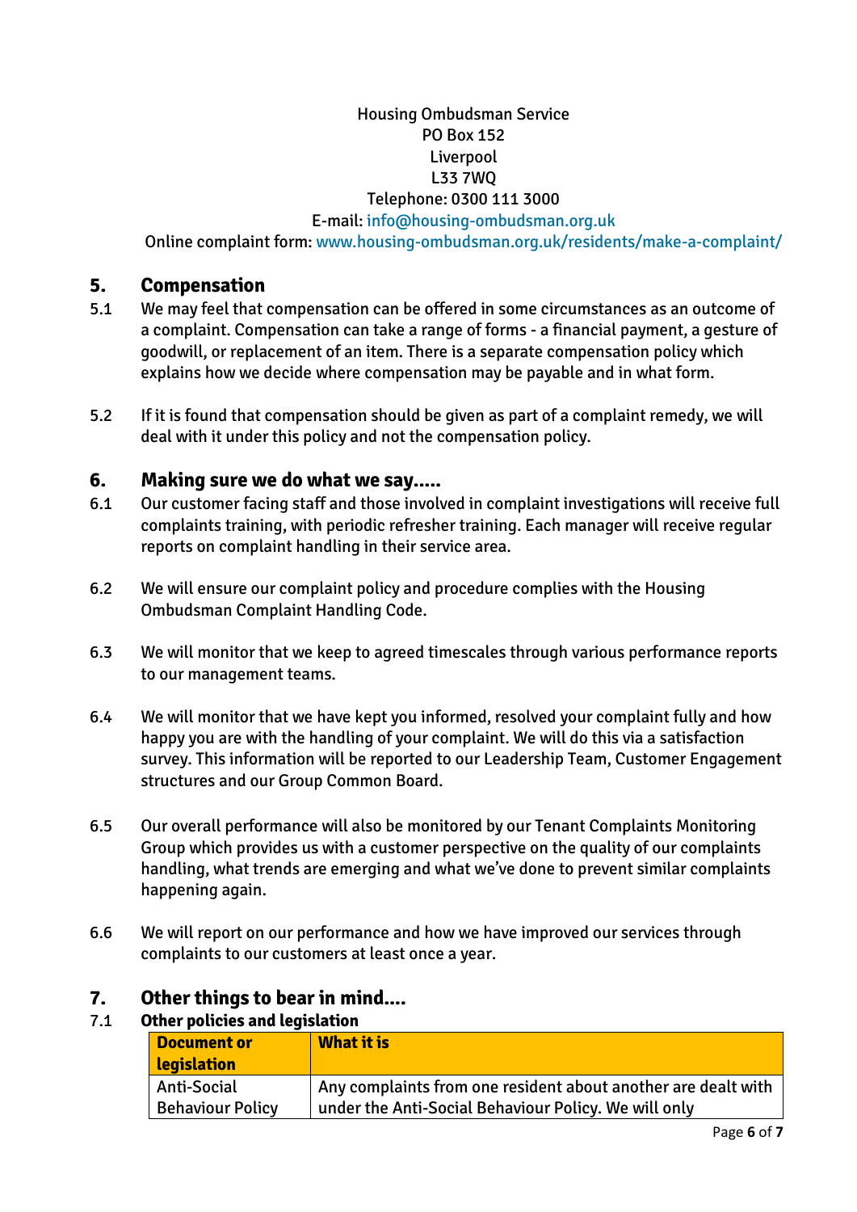Housing Ombudsman Service
PO Box 152
Liverpool
L33 7WQ
Telephone: 0300 111 3000
E-mail: info@housing-ombudsman.org.uk
Online complaint form: www.housing-ombudsman.org.uk/residents/make-a-complaint/

## 5. Compensation

5.1 We may feel that compensation can be offered in some circumstances as an outcome of a complaint. Compensation can take a range of forms - a financial payment, a gesture of goodwill, or replacement of an item. There is a separate compensation policy which explains how we decide where compensation may be payable and in what form.

5.2 If it is found that compensation should be given as part of a complaint remedy, we will deal with it under this policy and not the compensation policy.

## 6. Making sure we do what we say.....

6.1 Our customer facing staff and those involved in complaint investigations will receive full complaints training, with periodic refresher training. Each manager will receive regular reports on complaint handling in their service area.

6.2 We will ensure our complaint policy and procedure complies with the Housing Ombudsman Complaint Handling Code.

6.3 We will monitor that we keep to agreed timescales through various performance reports to our management teams.

6.4 We will monitor that we have kept you informed, resolved your complaint fully and how happy you are with the handling of your complaint. We will do this via a satisfaction survey. This information will be reported to our Leadership Team, Customer Engagement structures and our Group Common Board.

6.5 Our overall performance will also be monitored by our Tenant Complaints Monitoring Group which provides us with a customer perspective on the quality of our complaints handling, what trends are emerging and what we've done to prevent similar complaints happening again.

6.6 We will report on our performance and how we have improved our services through complaints to our customers at least once a year.

## 7. Other things to bear in mind....

### 7.1 Other policies and legislation

| Document or legislation | What it is |
|---|---|
| Anti-Social Behaviour Policy | Any complaints from one resident about another are dealt with under the Anti-Social Behaviour Policy. We will only |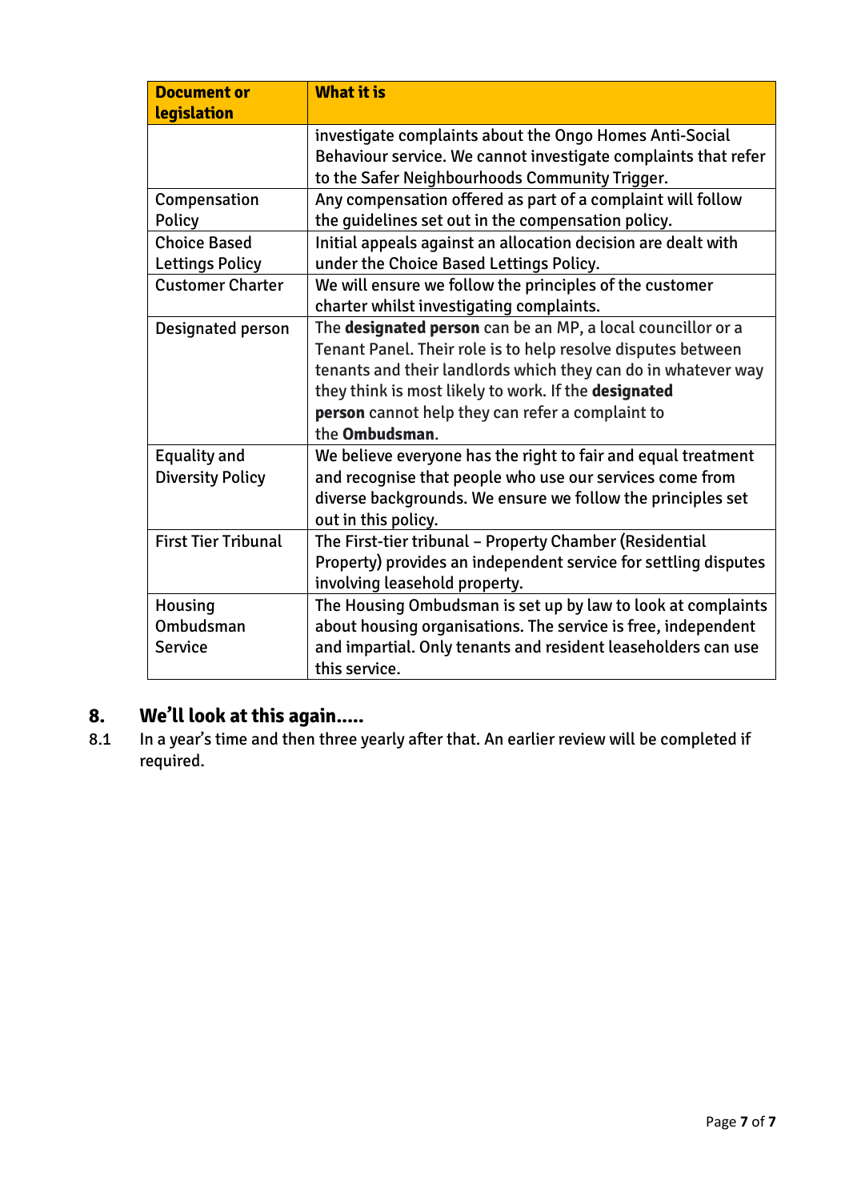| Document or legislation | What it is |
| --- | --- |
| | investigate complaints about the Ongo Homes Anti-Social Behaviour service. We cannot investigate complaints that refer to the Safer Neighbourhoods Community Trigger. |
| Compensation Policy | Any compensation offered as part of a complaint will follow the guidelines set out in the compensation policy. |
| Choice Based Lettings Policy | Initial appeals against an allocation decision are dealt with under the Choice Based Lettings Policy. |
| Customer Charter | We will ensure we follow the principles of the customer charter whilst investigating complaints. |
| Designated person | The **designated person** can be an MP, a local councillor or a Tenant Panel. Their role is to help resolve disputes between tenants and their landlords which they can do in whatever way they think is most likely to work. If the **designated person** cannot help they can refer a complaint to the **Ombudsman**. |
| Equality and Diversity Policy | We believe everyone has the right to fair and equal treatment and recognise that people who use our services come from diverse backgrounds. We ensure we follow the principles set out in this policy. |
| First Tier Tribunal | The First-tier tribunal – Property Chamber (Residential Property) provides an independent service for settling disputes involving leasehold property. |
| Housing Ombudsman Service | The Housing Ombudsman is set up by law to look at complaints about housing organisations. The service is free, independent and impartial. Only tenants and resident leaseholders can use this service. |

## 8. We'll look at this again.....

8.1 In a year's time and then three yearly after that. An earlier review will be completed if required.